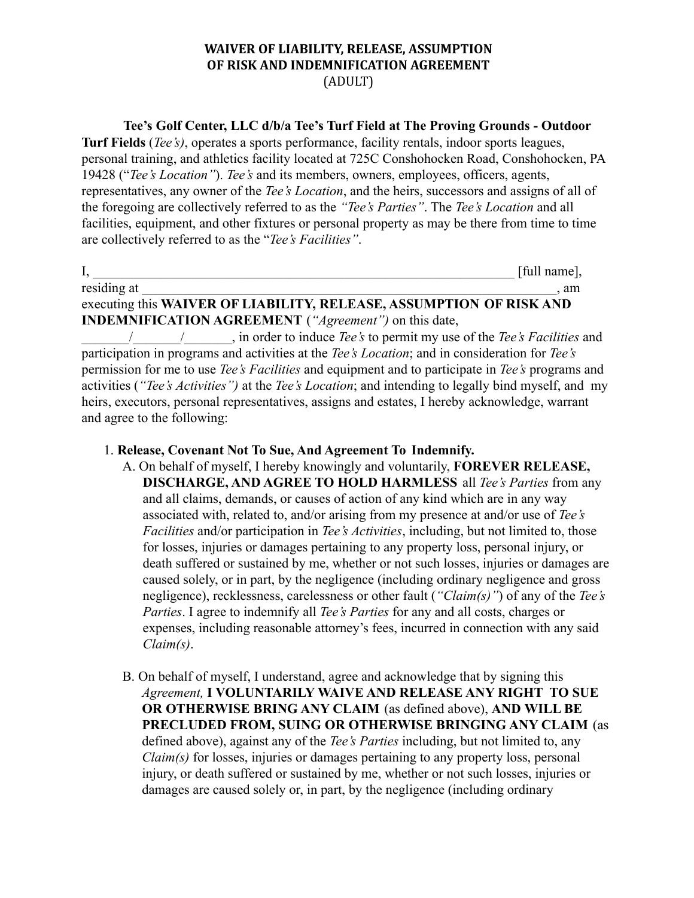# WAIVER OF LIABILITY, RELEASE, ASSUMPTION OF RISK AND INDEMNIFICATION AGREEMENT
(ADULT)

**Tee's Golf Center, LLC d/b/a Tee's Turf Field at The Proving Grounds - Outdoor Turf Fields** (*Tee's)*, operates a sports performance, facility rentals, indoor sports leagues, personal training, and athletics facility located at 725C Conshohocken Road, Conshohocken, PA 19428 ("*Tee's Location"*). *Tee's* and its members, owners, employees, officers, agents, representatives, any owner of the *Tee's Location*, and the heirs, successors and assigns of all of the foregoing are collectively referred to as the *"Tee's Parties"*. The *Tee's Location* and all facilities, equipment, and other fixtures or personal property as may be there from time to time are collectively referred to as the "*Tee's Facilities"*.

I, ______________________________________________________________ [full name], residing at ______________________________________________________________, am executing this **WAIVER OF LIABILITY, RELEASE, ASSUMPTION OF RISK AND INDEMNIFICATION AGREEMENT** (*"Agreement")* on this date, _______/_______/_______, in order to induce *Tee's* to permit my use of the *Tee's Facilities* and participation in programs and activities at the *Tee's Location*; and in consideration for *Tee's* permission for me to use *Tee's Facilities* and equipment and to participate in *Tee's* programs and activities (*"Tee's Activities")* at the *Tee's Location*; and intending to legally bind myself, and my heirs, executors, personal representatives, assigns and estates, I hereby acknowledge, warrant and agree to the following:

1. **Release, Covenant Not To Sue, And Agreement To Indemnify.**
   A. On behalf of myself, I hereby knowingly and voluntarily, **FOREVER RELEASE, DISCHARGE, AND AGREE TO HOLD HARMLESS** all *Tee's Parties* from any and all claims, demands, or causes of action of any kind which are in any way associated with, related to, and/or arising from my presence at and/or use of *Tee's Facilities* and/or participation in *Tee's Activities*, including, but not limited to, those for losses, injuries or damages pertaining to any property loss, personal injury, or death suffered or sustained by me, whether or not such losses, injuries or damages are caused solely, or in part, by the negligence (including ordinary negligence and gross negligence), recklessness, carelessness or other fault (*"Claim(s)"*) of any of the *Tee's Parties*. I agree to indemnify all *Tee's Parties* for any and all costs, charges or expenses, including reasonable attorney's fees, incurred in connection with any said *Claim(s)*.

   B. On behalf of myself, I understand, agree and acknowledge that by signing this *Agreement,* **I VOLUNTARILY WAIVE AND RELEASE ANY RIGHT TO SUE OR OTHERWISE BRING ANY CLAIM** (as defined above), **AND WILL BE PRECLUDED FROM, SUING OR OTHERWISE BRINGING ANY CLAIM** (as defined above), against any of the *Tee's Parties* including, but not limited to, any *Claim(s)* for losses, injuries or damages pertaining to any property loss, personal injury, or death suffered or sustained by me, whether or not such losses, injuries or damages are caused solely or, in part, by the negligence (including ordinary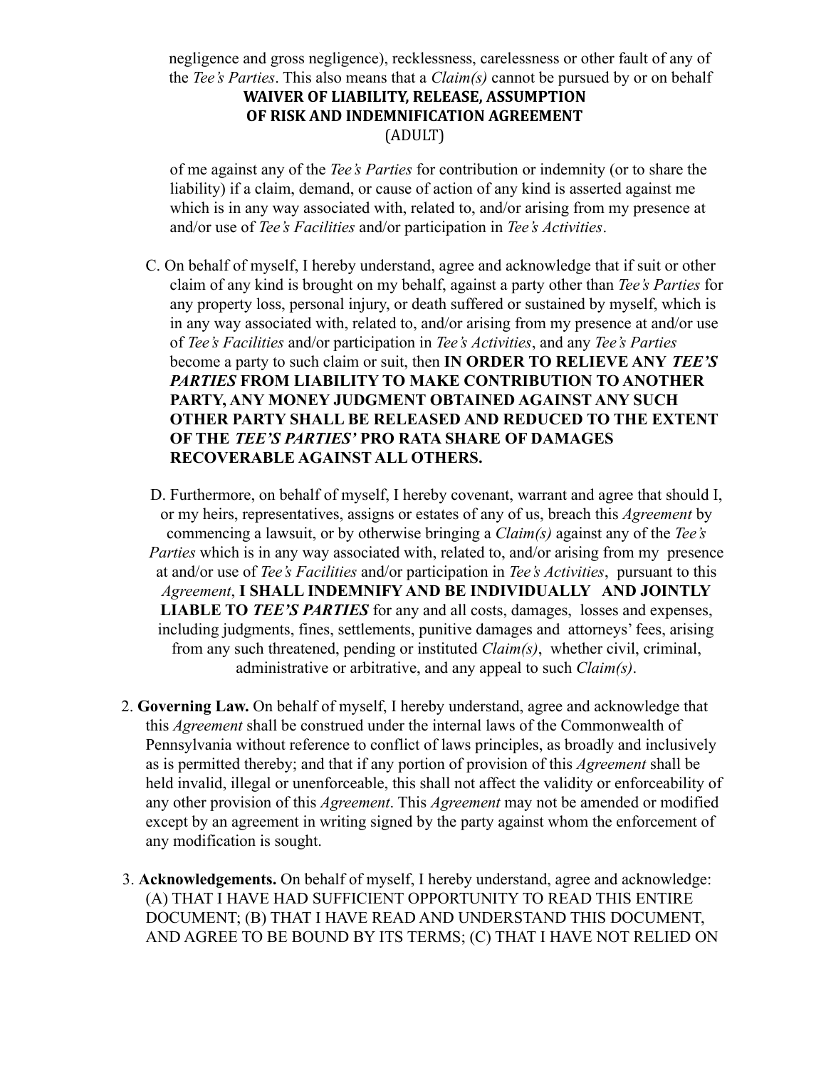negligence and gross negligence), recklessness, carelessness or other fault of any of the *Tee's Parties*. This also means that a *Claim(s)* cannot be pursued by or on behalf

**WAIVER OF LIABILITY, RELEASE, ASSUMPTION OF RISK AND INDEMNIFICATION AGREEMENT**
(ADULT)

of me against any of the *Tee's Parties* for contribution or indemnity (or to share the liability) if a claim, demand, or cause of action of any kind is asserted against me which is in any way associated with, related to, and/or arising from my presence at and/or use of *Tee's Facilities* and/or participation in *Tee's Activities*.

C. On behalf of myself, I hereby understand, agree and acknowledge that if suit or other claim of any kind is brought on my behalf, against a party other than *Tee's Parties* for any property loss, personal injury, or death suffered or sustained by myself, which is in any way associated with, related to, and/or arising from my presence at and/or use of *Tee's Facilities* and/or participation in *Tee's Activities*, and any *Tee's Parties* become a party to such claim or suit, then **IN ORDER TO RELIEVE ANY *TEE'S PARTIES* FROM LIABILITY TO MAKE CONTRIBUTION TO ANOTHER PARTY, ANY MONEY JUDGMENT OBTAINED AGAINST ANY SUCH OTHER PARTY SHALL BE RELEASED AND REDUCED TO THE EXTENT OF THE *TEE'S PARTIES'* PRO RATA SHARE OF DAMAGES RECOVERABLE AGAINST ALL OTHERS.**

D. Furthermore, on behalf of myself, I hereby covenant, warrant and agree that should I, or my heirs, representatives, assigns or estates of any of us, breach this *Agreement* by commencing a lawsuit, or by otherwise bringing a *Claim(s)* against any of the *Tee's Parties* which is in any way associated with, related to, and/or arising from my presence at and/or use of *Tee's Facilities* and/or participation in *Tee's Activities*, pursuant to this *Agreement*, **I SHALL INDEMNIFY AND BE INDIVIDUALLY AND JOINTLY LIABLE TO *TEE'S PARTIES*** for any and all costs, damages, losses and expenses, including judgments, fines, settlements, punitive damages and attorneys' fees, arising from any such threatened, pending or instituted *Claim(s)*, whether civil, criminal, administrative or arbitrative, and any appeal to such *Claim(s)*.

2. **Governing Law.** On behalf of myself, I hereby understand, agree and acknowledge that this *Agreement* shall be construed under the internal laws of the Commonwealth of Pennsylvania without reference to conflict of laws principles, as broadly and inclusively as is permitted thereby; and that if any portion of provision of this *Agreement* shall be held invalid, illegal or unenforceable, this shall not affect the validity or enforceability of any other provision of this *Agreement*. This *Agreement* may not be amended or modified except by an agreement in writing signed by the party against whom the enforcement of any modification is sought.

3. **Acknowledgements.** On behalf of myself, I hereby understand, agree and acknowledge: (A) THAT I HAVE HAD SUFFICIENT OPPORTUNITY TO READ THIS ENTIRE DOCUMENT; (B) THAT I HAVE READ AND UNDERSTAND THIS DOCUMENT, AND AGREE TO BE BOUND BY ITS TERMS; (C) THAT I HAVE NOT RELIED ON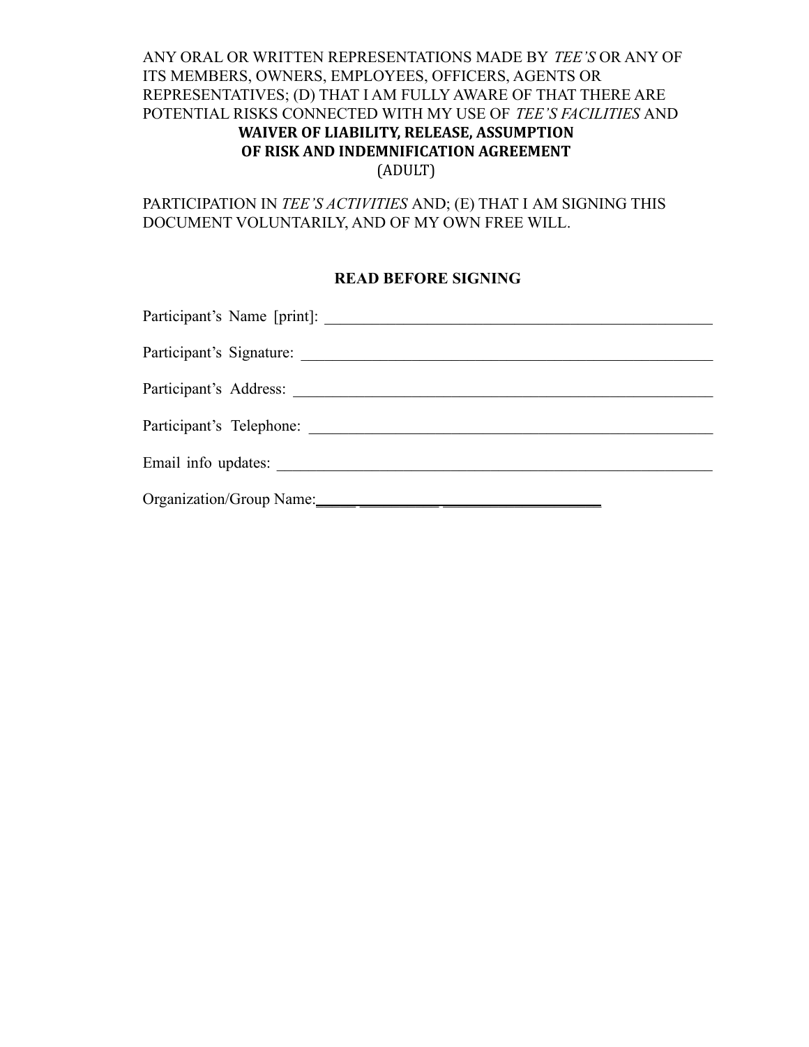ANY ORAL OR WRITTEN REPRESENTATIONS MADE BY *TEE'S* OR ANY OF ITS MEMBERS, OWNERS, EMPLOYEES, OFFICERS, AGENTS OR REPRESENTATIVES; (D) THAT I AM FULLY AWARE OF THAT THERE ARE POTENTIAL RISKS CONNECTED WITH MY USE OF *TEE'S FACILITIES* AND

**WAIVER OF LIABILITY, RELEASE, ASSUMPTION OF RISK AND INDEMNIFICATION AGREEMENT**

(ADULT)

PARTICIPATION IN *TEE'S ACTIVITIES* AND; (E) THAT I AM SIGNING THIS DOCUMENT VOLUNTARILY, AND OF MY OWN FREE WILL.

**READ BEFORE SIGNING**

Participant's Name [print]: ___________________________________________________

Participant's Signature: ______________________________________________________

Participant's Address: _______________________________________________________

Participant's Telephone: _____________________________________________________

Email info updates: _________________________________________________________

Organization/Group Name:_____ __________ ____________________